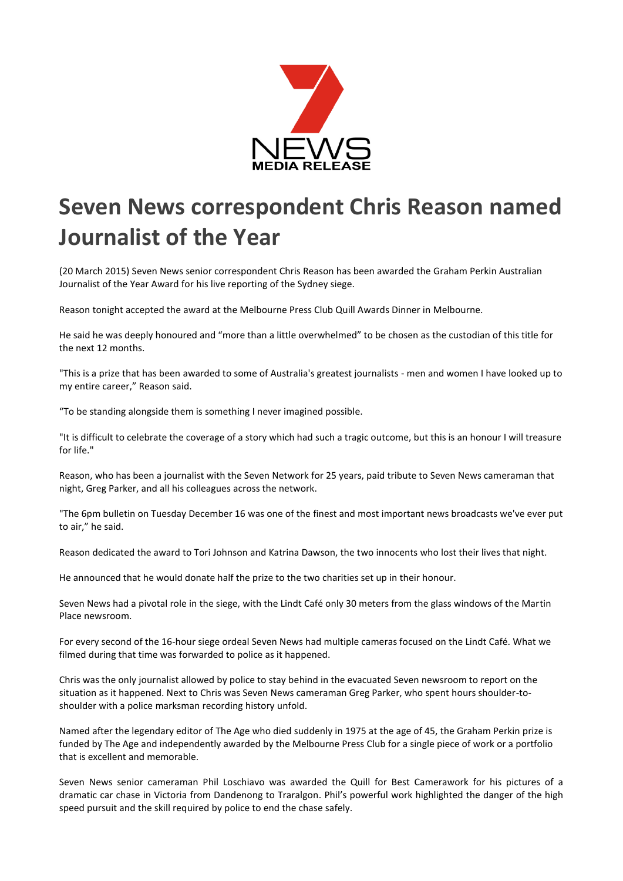7 NEWS MEDIA RELEASE

# Seven News correspondent Chris Reason named Journalist of the Year

(20 March 2015) Seven News senior correspondent Chris Reason has been awarded the Graham Perkin Australian Journalist of the Year Award for his live reporting of the Sydney siege.

Reason tonight accepted the award at the Melbourne Press Club Quill Awards Dinner in Melbourne.

He said he was deeply honoured and "more than a little overwhelmed" to be chosen as the custodian of this title for the next 12 months.

"This is a prize that has been awarded to some of Australia's greatest journalists - men and women I have looked up to my entire career," Reason said.

"To be standing alongside them is something I never imagined possible.

"It is difficult to celebrate the coverage of a story which had such a tragic outcome, but this is an honour I will treasure for life."

Reason, who has been a journalist with the Seven Network for 25 years, paid tribute to Seven News cameraman that night, Greg Parker, and all his colleagues across the network.

"The 6pm bulletin on Tuesday December 16 was one of the finest and most important news broadcasts we've ever put to air," he said.

Reason dedicated the award to Tori Johnson and Katrina Dawson, the two innocents who lost their lives that night.

He announced that he would donate half the prize to the two charities set up in their honour.

Seven News had a pivotal role in the siege, with the Lindt Café only 30 meters from the glass windows of the Martin Place newsroom.

For every second of the 16-hour siege ordeal Seven News had multiple cameras focused on the Lindt Café. What we filmed during that time was forwarded to police as it happened.

Chris was the only journalist allowed by police to stay behind in the evacuated Seven newsroom to report on the situation as it happened. Next to Chris was Seven News cameraman Greg Parker, who spent hours shoulder-to-shoulder with a police marksman recording history unfold.

Named after the legendary editor of The Age who died suddenly in 1975 at the age of 45, the Graham Perkin prize is funded by The Age and independently awarded by the Melbourne Press Club for a single piece of work or a portfolio that is excellent and memorable.

Seven News senior cameraman Phil Loschiavo was awarded the Quill for Best Camerawork for his pictures of a dramatic car chase in Victoria from Dandenong to Traralgon. Phil's powerful work highlighted the danger of the high speed pursuit and the skill required by police to end the chase safely.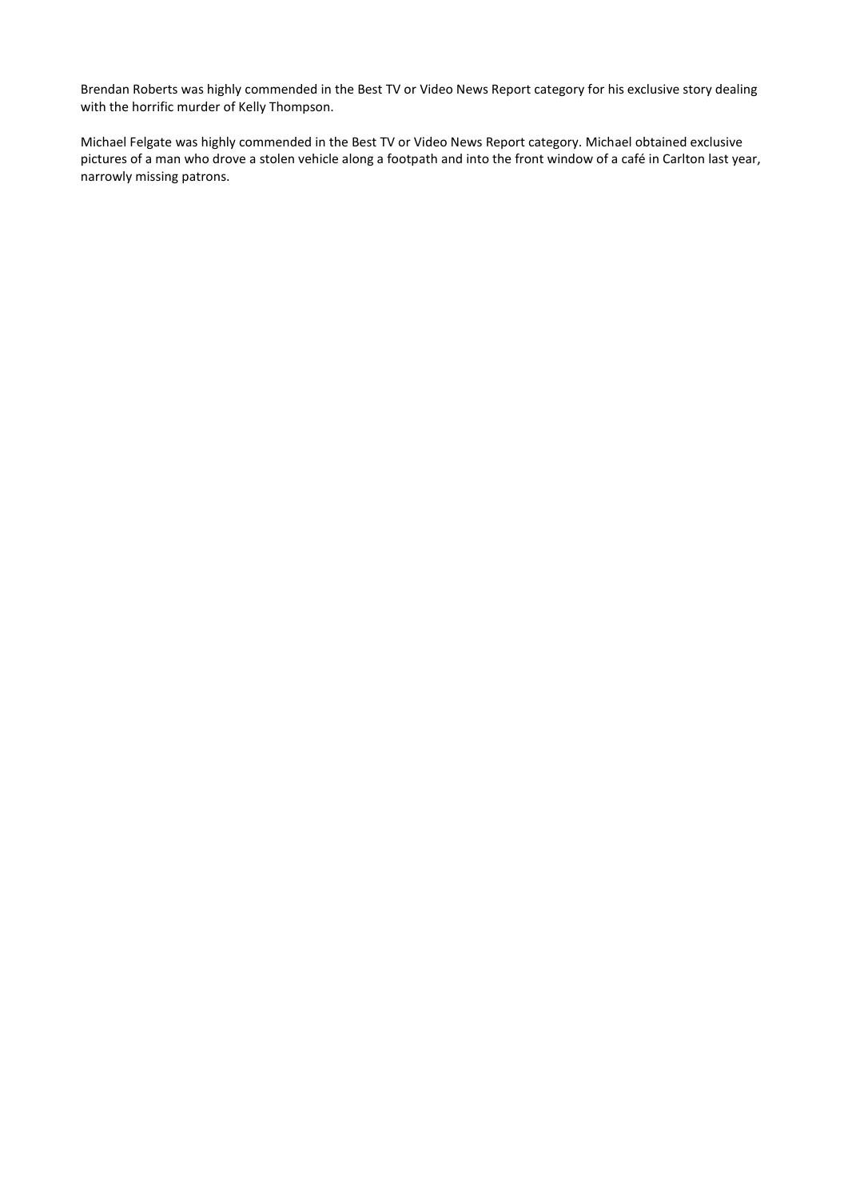Brendan Roberts was highly commended in the Best TV or Video News Report category for his exclusive story dealing with the horrific murder of Kelly Thompson.

Michael Felgate was highly commended in the Best TV or Video News Report category. Michael obtained exclusive pictures of a man who drove a stolen vehicle along a footpath and into the front window of a café in Carlton last year, narrowly missing patrons.